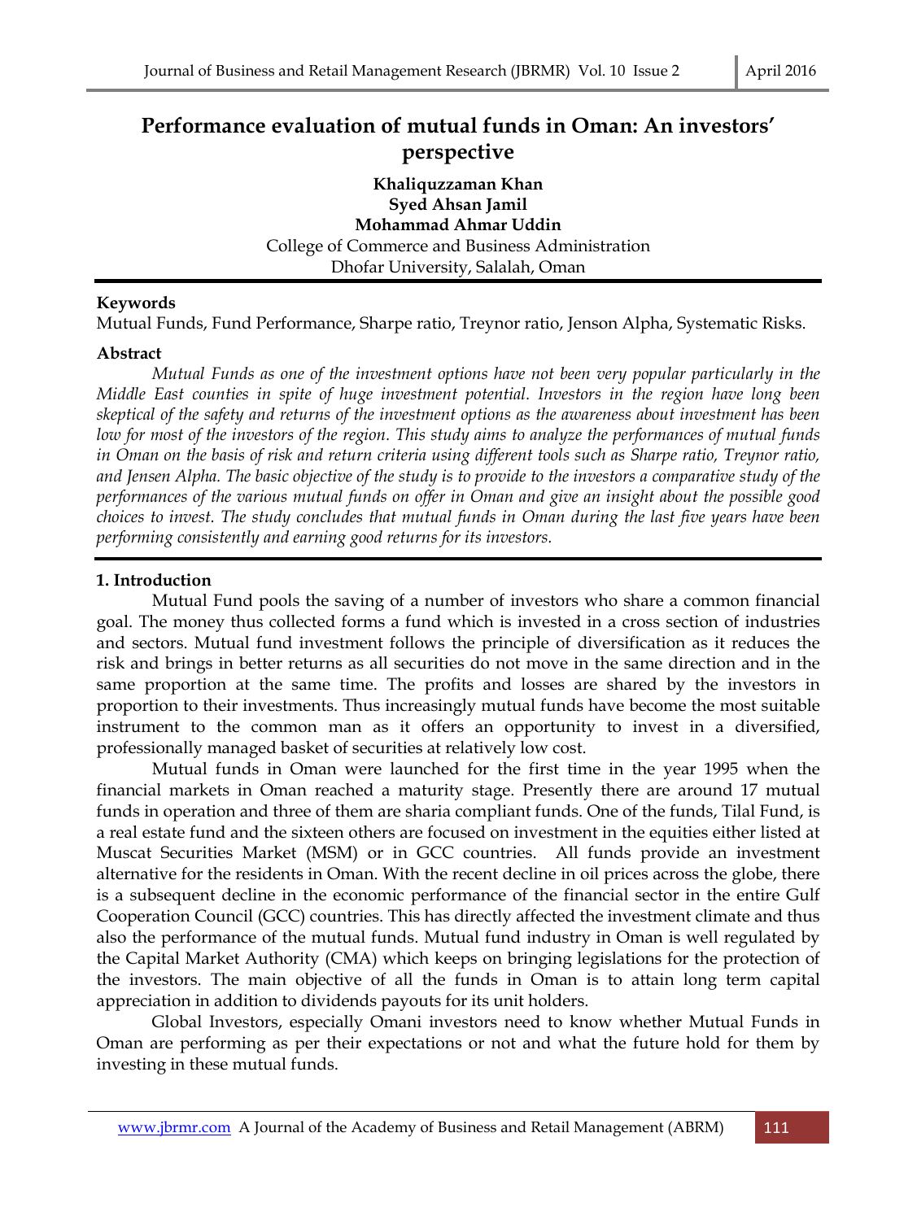# Performance evaluation of mutual funds in Oman: An investors' perspective

**Khaliquzzaman Khan**
**Syed Ahsan Jamil**
**Mohammad Ahmar Uddin**
College of Commerce and Business Administration
Dhofar University, Salalah, Oman

**Keywords**

Mutual Funds, Fund Performance, Sharpe ratio, Treynor ratio, Jenson Alpha, Systematic Risks.

**Abstract**

*Mutual Funds as one of the investment options have not been very popular particularly in the Middle East counties in spite of huge investment potential. Investors in the region have long been skeptical of the safety and returns of the investment options as the awareness about investment has been low for most of the investors of the region. This study aims to analyze the performances of mutual funds in Oman on the basis of risk and return criteria using different tools such as Sharpe ratio, Treynor ratio, and Jensen Alpha. The basic objective of the study is to provide to the investors a comparative study of the performances of the various mutual funds on offer in Oman and give an insight about the possible good choices to invest. The study concludes that mutual funds in Oman during the last five years have been performing consistently and earning good returns for its investors.*

## 1. Introduction

Mutual Fund pools the saving of a number of investors who share a common financial goal. The money thus collected forms a fund which is invested in a cross section of industries and sectors. Mutual fund investment follows the principle of diversification as it reduces the risk and brings in better returns as all securities do not move in the same direction and in the same proportion at the same time. The profits and losses are shared by the investors in proportion to their investments. Thus increasingly mutual funds have become the most suitable instrument to the common man as it offers an opportunity to invest in a diversified, professionally managed basket of securities at relatively low cost.

Mutual funds in Oman were launched for the first time in the year 1995 when the financial markets in Oman reached a maturity stage. Presently there are around 17 mutual funds in operation and three of them are sharia compliant funds. One of the funds, Tilal Fund, is a real estate fund and the sixteen others are focused on investment in the equities either listed at Muscat Securities Market (MSM) or in GCC countries. All funds provide an investment alternative for the residents in Oman. With the recent decline in oil prices across the globe, there is a subsequent decline in the economic performance of the financial sector in the entire Gulf Cooperation Council (GCC) countries. This has directly affected the investment climate and thus also the performance of the mutual funds. Mutual fund industry in Oman is well regulated by the Capital Market Authority (CMA) which keeps on bringing legislations for the protection of the investors. The main objective of all the funds in Oman is to attain long term capital appreciation in addition to dividends payouts for its unit holders.

Global Investors, especially Omani investors need to know whether Mutual Funds in Oman are performing as per their expectations or not and what the future hold for them by investing in these mutual funds.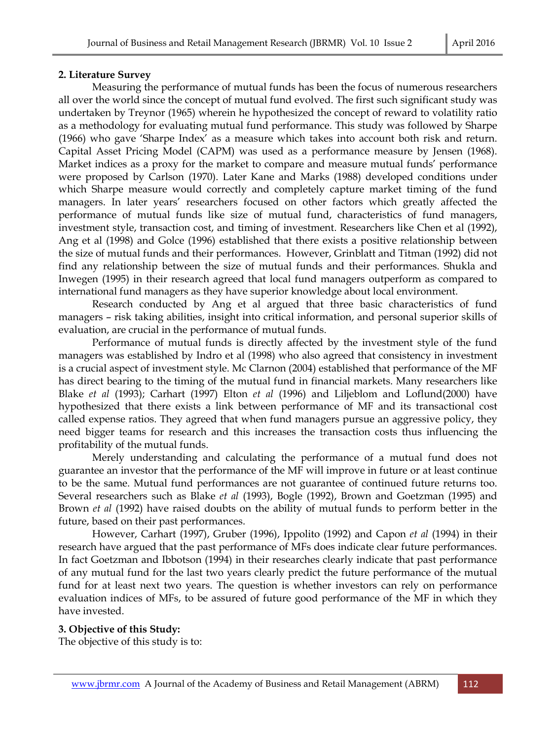## 2. Literature Survey

Measuring the performance of mutual funds has been the focus of numerous researchers all over the world since the concept of mutual fund evolved. The first such significant study was undertaken by Treynor (1965) wherein he hypothesized the concept of reward to volatility ratio as a methodology for evaluating mutual fund performance. This study was followed by Sharpe (1966) who gave 'Sharpe Index' as a measure which takes into account both risk and return. Capital Asset Pricing Model (CAPM) was used as a performance measure by Jensen (1968). Market indices as a proxy for the market to compare and measure mutual funds' performance were proposed by Carlson (1970). Later Kane and Marks (1988) developed conditions under which Sharpe measure would correctly and completely capture market timing of the fund managers. In later years' researchers focused on other factors which greatly affected the performance of mutual funds like size of mutual fund, characteristics of fund managers, investment style, transaction cost, and timing of investment. Researchers like Chen et al (1992), Ang et al (1998) and Golce (1996) established that there exists a positive relationship between the size of mutual funds and their performances. However, Grinblatt and Titman (1992) did not find any relationship between the size of mutual funds and their performances. Shukla and Inwegen (1995) in their research agreed that local fund managers outperform as compared to international fund managers as they have superior knowledge about local environment.

Research conducted by Ang et al argued that three basic characteristics of fund managers – risk taking abilities, insight into critical information, and personal superior skills of evaluation, are crucial in the performance of mutual funds.

Performance of mutual funds is directly affected by the investment style of the fund managers was established by Indro et al (1998) who also agreed that consistency in investment is a crucial aspect of investment style. Mc Clarnon (2004) established that performance of the MF has direct bearing to the timing of the mutual fund in financial markets. Many researchers like Blake *et al* (1993); Carhart (1997) Elton *et al* (1996) and Liljeblom and Loflund(2000) have hypothesized that there exists a link between performance of MF and its transactional cost called expense ratios. They agreed that when fund managers pursue an aggressive policy, they need bigger teams for research and this increases the transaction costs thus influencing the profitability of the mutual funds.

Merely understanding and calculating the performance of a mutual fund does not guarantee an investor that the performance of the MF will improve in future or at least continue to be the same. Mutual fund performances are not guarantee of continued future returns too. Several researchers such as Blake *et al* (1993), Bogle (1992), Brown and Goetzman (1995) and Brown *et al* (1992) have raised doubts on the ability of mutual funds to perform better in the future, based on their past performances.

However, Carhart (1997), Gruber (1996), Ippolito (1992) and Capon *et al* (1994) in their research have argued that the past performance of MFs does indicate clear future performances. In fact Goetzman and Ibbotson (1994) in their researches clearly indicate that past performance of any mutual fund for the last two years clearly predict the future performance of the mutual fund for at least next two years. The question is whether investors can rely on performance evaluation indices of MFs, to be assured of future good performance of the MF in which they have invested.

## 3. Objective of this Study:

The objective of this study is to: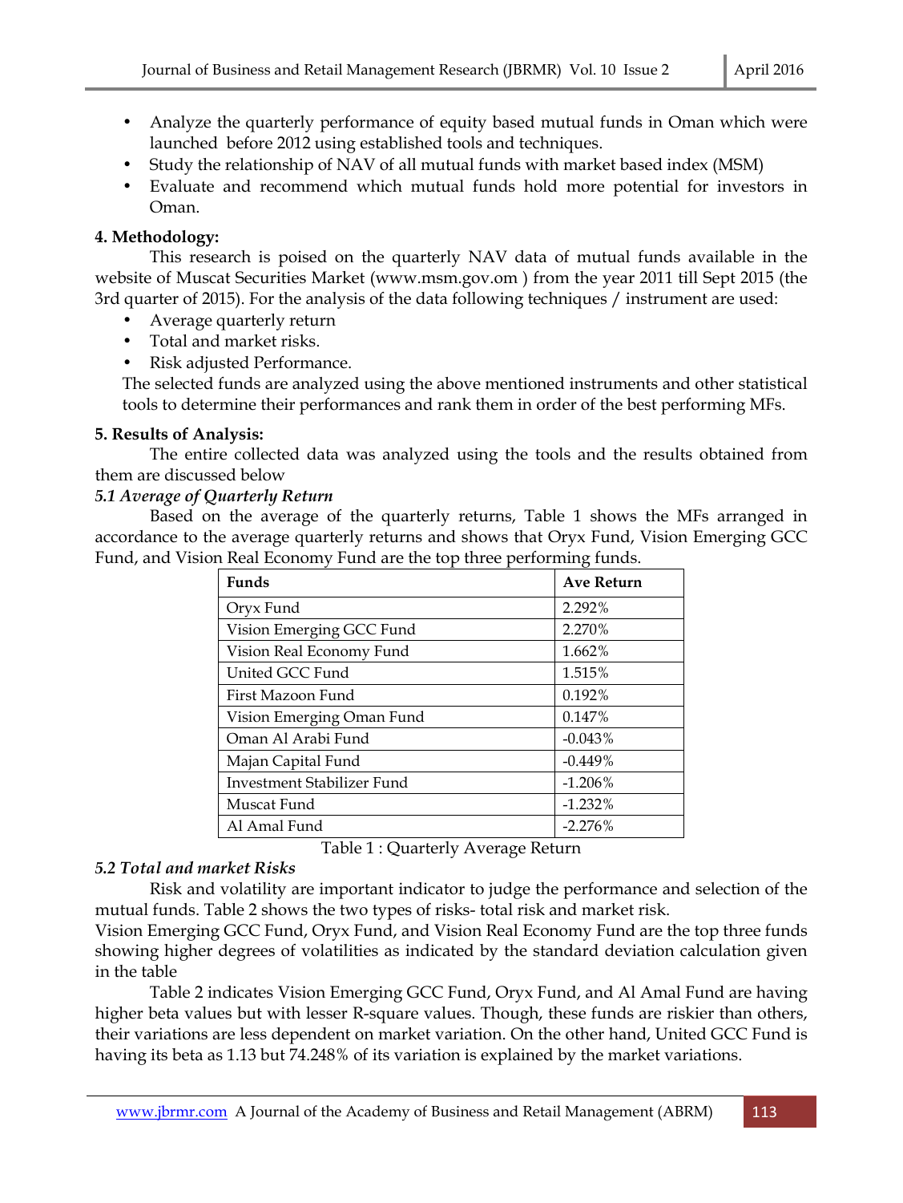- Analyze the quarterly performance of equity based mutual funds in Oman which were launched before 2012 using established tools and techniques.
- Study the relationship of NAV of all mutual funds with market based index (MSM)
- Evaluate and recommend which mutual funds hold more potential for investors in Oman.

**4. Methodology:**

This research is poised on the quarterly NAV data of mutual funds available in the website of Muscat Securities Market (www.msm.gov.om ) from the year 2011 till Sept 2015 (the 3rd quarter of 2015). For the analysis of the data following techniques / instrument are used:

- Average quarterly return
- Total and market risks.
- Risk adjusted Performance.

The selected funds are analyzed using the above mentioned instruments and other statistical tools to determine their performances and rank them in order of the best performing MFs.

**5. Results of Analysis:**

The entire collected data was analyzed using the tools and the results obtained from them are discussed below

***5.1 Average of Quarterly Return***

Based on the average of the quarterly returns, Table 1 shows the MFs arranged in accordance to the average quarterly returns and shows that Oryx Fund, Vision Emerging GCC Fund, and Vision Real Economy Fund are the top three performing funds.

| Funds | Ave Return |
|---|---|
| Oryx Fund | 2.292% |
| Vision Emerging GCC Fund | 2.270% |
| Vision Real Economy Fund | 1.662% |
| United GCC Fund | 1.515% |
| First Mazoon Fund | 0.192% |
| Vision Emerging Oman Fund | 0.147% |
| Oman Al Arabi Fund | -0.043% |
| Majan Capital Fund | -0.449% |
| Investment Stabilizer Fund | -1.206% |
| Muscat Fund | -1.232% |
| Al Amal Fund | -2.276% |

Table 1 : Quarterly Average Return

***5.2 Total and market Risks***

Risk and volatility are important indicator to judge the performance and selection of the mutual funds. Table 2 shows the two types of risks- total risk and market risk.

Vision Emerging GCC Fund, Oryx Fund, and Vision Real Economy Fund are the top three funds showing higher degrees of volatilities as indicated by the standard deviation calculation given in the table

Table 2 indicates Vision Emerging GCC Fund, Oryx Fund, and Al Amal Fund are having higher beta values but with lesser R-square values. Though, these funds are riskier than others, their variations are less dependent on market variation. On the other hand, United GCC Fund is having its beta as 1.13 but 74.248% of its variation is explained by the market variations.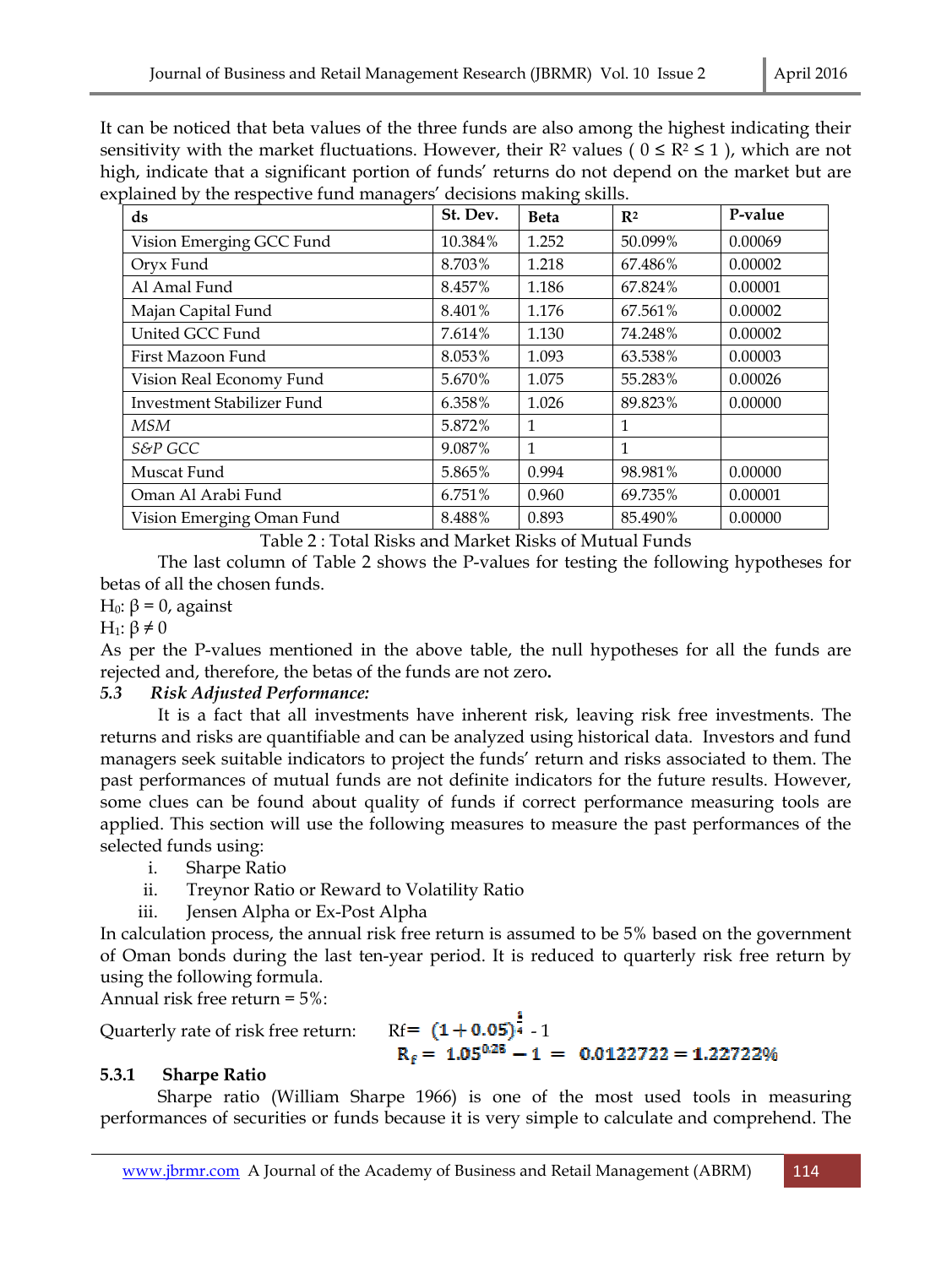It can be noticed that beta values of the three funds are also among the highest indicating their sensitivity with the market fluctuations. However, their $R^2$ values ( $0 \leq R^2 \leq 1$ ), which are not high, indicate that a significant portion of funds' returns do not depend on the market but are explained by the respective fund managers' decisions making skills.

| ds | St. Dev. | Beta | $R^2$ | P-value |
|---|---|---|---|---|
| Vision Emerging GCC Fund | 10.384% | 1.252 | 50.099% | 0.00069 |
| Oryx Fund | 8.703% | 1.218 | 67.486% | 0.00002 |
| Al Amal Fund | 8.457% | 1.186 | 67.824% | 0.00001 |
| Majan Capital Fund | 8.401% | 1.176 | 67.561% | 0.00002 |
| United GCC Fund | 7.614% | 1.130 | 74.248% | 0.00002 |
| First Mazoon Fund | 8.053% | 1.093 | 63.538% | 0.00003 |
| Vision Real Economy Fund | 5.670% | 1.075 | 55.283% | 0.00026 |
| Investment Stabilizer Fund | 6.358% | 1.026 | 89.823% | 0.00000 |
| *MSM* | 5.872% | 1 | 1 | |
| *S&P GCC* | 9.087% | 1 | 1 | |
| Muscat Fund | 5.865% | 0.994 | 98.981% | 0.00000 |
| Oman Al Arabi Fund | 6.751% | 0.960 | 69.735% | 0.00001 |
| Vision Emerging Oman Fund | 8.488% | 0.893 | 85.490% | 0.00000 |

Table 2 : Total Risks and Market Risks of Mutual Funds

The last column of Table 2 shows the P-values for testing the following hypotheses for betas of all the chosen funds.

$H_0$: $\beta = 0$, against

$H_1$: $\beta \neq 0$

As per the P-values mentioned in the above table, the null hypotheses for all the funds are rejected and, therefore, the betas of the funds are not zero**.**

### *5.3 Risk Adjusted Performance:*

It is a fact that all investments have inherent risk, leaving risk free investments. The returns and risks are quantifiable and can be analyzed using historical data. Investors and fund managers seek suitable indicators to project the funds' return and risks associated to them. The past performances of mutual funds are not definite indicators for the future results. However, some clues can be found about quality of funds if correct performance measuring tools are applied. This section will use the following measures to measure the past performances of the selected funds using:

i. Sharpe Ratio
ii. Treynor Ratio or Reward to Volatility Ratio
iii. Jensen Alpha or Ex-Post Alpha

In calculation process, the annual risk free return is assumed to be 5% based on the government of Oman bonds during the last ten-year period. It is reduced to quarterly risk free return by using the following formula.

Annual risk free return = 5%:

Quarterly rate of risk free return: $R_f = (1 + 0.05)^{\frac{1}{4}} - 1$

$$R_f = 1.05^{0.25} - 1 = 0.0122722 = 1.22722\%$$

### 5.3.1 Sharpe Ratio

Sharpe ratio (William Sharpe 1966) is one of the most used tools in measuring performances of securities or funds because it is very simple to calculate and comprehend. The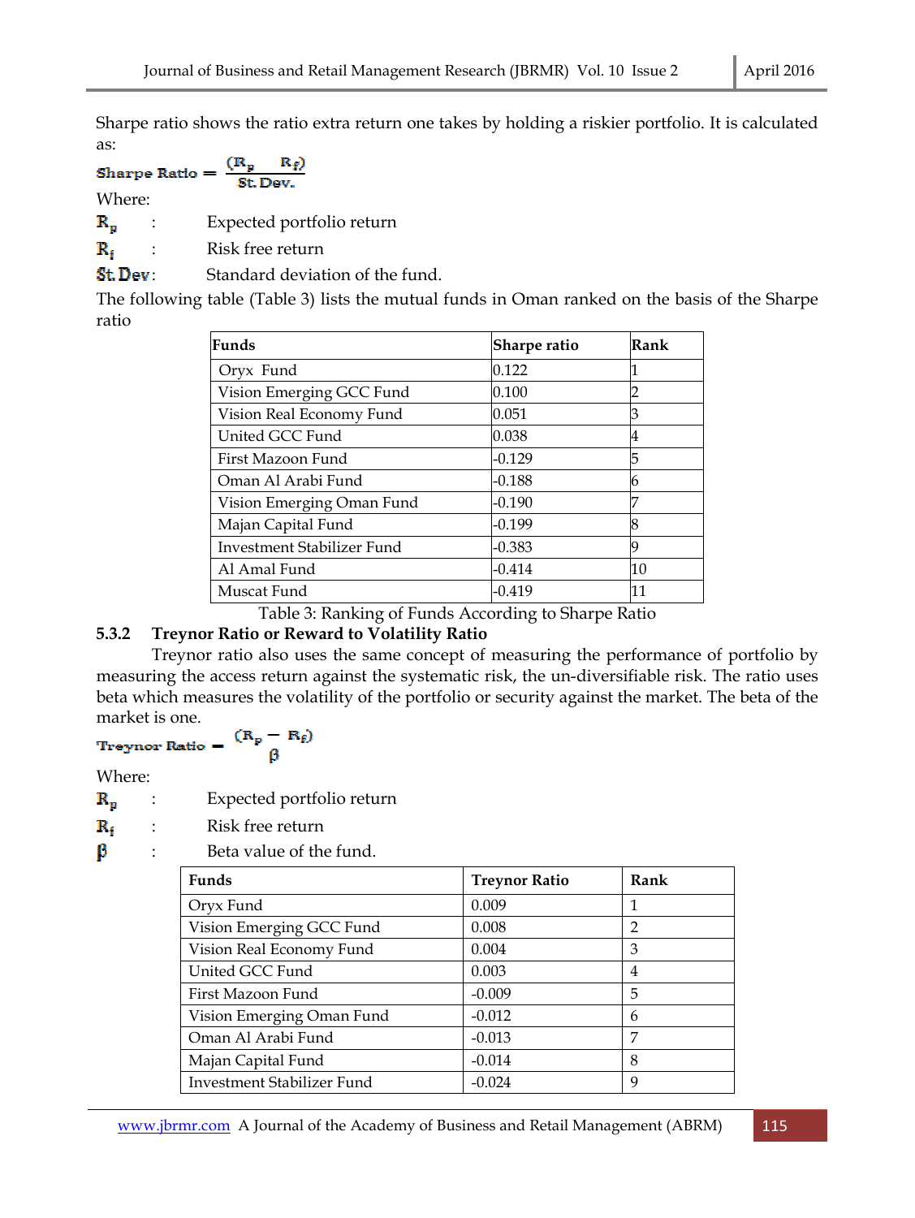Sharpe ratio shows the ratio extra return one takes by holding a riskier portfolio. It is calculated as:

$$\text{Sharpe Ratio} = \frac{(R_p \quad R_f)}{\text{St. Dev.}}$$

Where:

$R_p$ : Expected portfolio return

$R_f$ : Risk free return

St. Dev : Standard deviation of the fund.

The following table (Table 3) lists the mutual funds in Oman ranked on the basis of the Sharpe ratio

| Funds | Sharpe ratio | Rank |
|---|---|---|
| Oryx Fund | 0.122 | 1 |
| Vision Emerging GCC Fund | 0.100 | 2 |
| Vision Real Economy Fund | 0.051 | 3 |
| United GCC Fund | 0.038 | 4 |
| First Mazoon Fund | -0.129 | 5 |
| Oman Al Arabi Fund | -0.188 | 6 |
| Vision Emerging Oman Fund | -0.190 | 7 |
| Majan Capital Fund | -0.199 | 8 |
| Investment Stabilizer Fund | -0.383 | 9 |
| Al Amal Fund | -0.414 | 10 |
| Muscat Fund | -0.419 | 11 |

Table 3: Ranking of Funds According to Sharpe Ratio

### 5.3.2 Treynor Ratio or Reward to Volatility Ratio

Treynor ratio also uses the same concept of measuring the performance of portfolio by measuring the access return against the systematic risk, the un-diversifiable risk. The ratio uses beta which measures the volatility of the portfolio or security against the market. The beta of the market is one.

$$\text{Treynor Ratio} = \frac{(R_p - R_f)}{\beta}$$

Where:

$R_p$ : Expected portfolio return

$R_f$ : Risk free return

$\beta$ : Beta value of the fund.

| Funds | Treynor Ratio | Rank |
|---|---|---|
| Oryx Fund | 0.009 | 1 |
| Vision Emerging GCC Fund | 0.008 | 2 |
| Vision Real Economy Fund | 0.004 | 3 |
| United GCC Fund | 0.003 | 4 |
| First Mazoon Fund | -0.009 | 5 |
| Vision Emerging Oman Fund | -0.012 | 6 |
| Oman Al Arabi Fund | -0.013 | 7 |
| Majan Capital Fund | -0.014 | 8 |
| Investment Stabilizer Fund | -0.024 | 9 |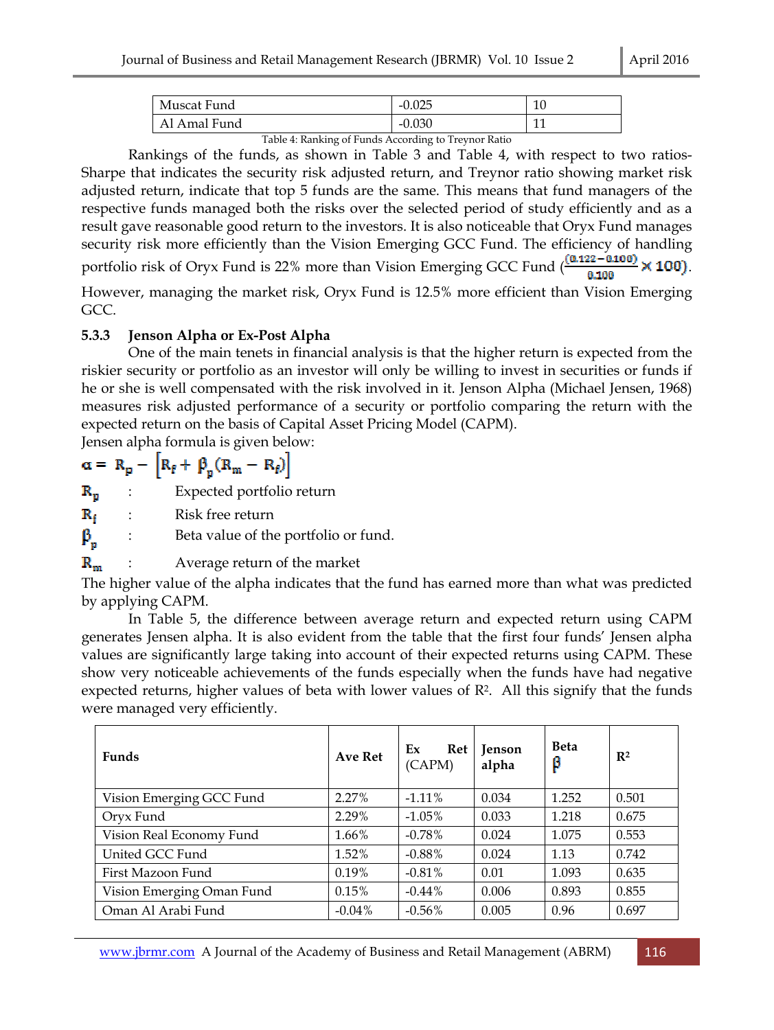| Muscat Fund | -0.025 | 10 |
|---|---|---|
| Al Amal Fund | -0.030 | 11 |

Table 4: Ranking of Funds According to Treynor Ratio

Rankings of the funds, as shown in Table 3 and Table 4, with respect to two ratios- Sharpe that indicates the security risk adjusted return, and Treynor ratio showing market risk adjusted return, indicate that top 5 funds are the same. This means that fund managers of the respective funds managed both the risks over the selected period of study efficiently and as a result gave reasonable good return to the investors. It is also noticeable that Oryx Fund manages security risk more efficiently than the Vision Emerging GCC Fund. The efficiency of handling portfolio risk of Oryx Fund is 22% more than Vision Emerging GCC Fund ($\frac{(0.122-0.100)}{0.100} \times 100$). However, managing the market risk, Oryx Fund is 12.5% more efficient than Vision Emerging GCC.

### 5.3.3 Jenson Alpha or Ex-Post Alpha

One of the main tenets in financial analysis is that the higher return is expected from the riskier security or portfolio as an investor will only be willing to invest in securities or funds if he or she is well compensated with the risk involved in it. Jenson Alpha (Michael Jensen, 1968) measures risk adjusted performance of a security or portfolio comparing the return with the expected return on the basis of Capital Asset Pricing Model (CAPM).

Jensen alpha formula is given below:

$$\alpha = R_p - \left[R_f + \beta_p (R_m - R_f)\right]$$

$R_p$ : Expected portfolio return

$R_f$ : Risk free return

$\beta_p$ : Beta value of the portfolio or fund.

$R_m$ : Average return of the market

The higher value of the alpha indicates that the fund has earned more than what was predicted by applying CAPM.

In Table 5, the difference between average return and expected return using CAPM generates Jensen alpha. It is also evident from the table that the first four funds' Jensen alpha values are significantly large taking into account of their expected returns using CAPM. These show very noticeable achievements of the funds especially when the funds have had negative expected returns, higher values of beta with lower values of $R^2$. All this signify that the funds were managed very efficiently.

| Funds | Ave Ret | Ex Ret (CAPM) | Jenson alpha | Beta $\beta$ | $R^2$ |
|---|---|---|---|---|---|
| Vision Emerging GCC Fund | 2.27% | -1.11% | 0.034 | 1.252 | 0.501 |
| Oryx Fund | 2.29% | -1.05% | 0.033 | 1.218 | 0.675 |
| Vision Real Economy Fund | 1.66% | -0.78% | 0.024 | 1.075 | 0.553 |
| United GCC Fund | 1.52% | -0.88% | 0.024 | 1.13 | 0.742 |
| First Mazoon Fund | 0.19% | -0.81% | 0.01 | 1.093 | 0.635 |
| Vision Emerging Oman Fund | 0.15% | -0.44% | 0.006 | 0.893 | 0.855 |
| Oman Al Arabi Fund | -0.04% | -0.56% | 0.005 | 0.96 | 0.697 |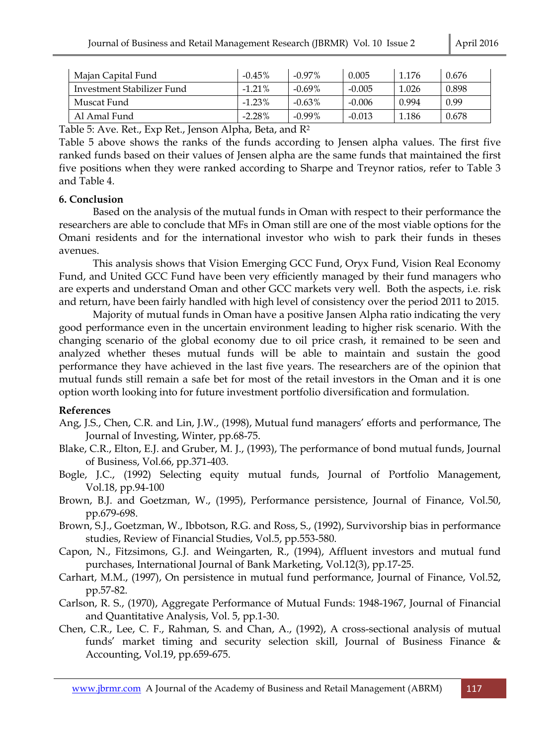| Majan Capital Fund | -0.45% | -0.97% | 0.005 | 1.176 | 0.676 |
|---|---|---|---|---|---|
| Investment Stabilizer Fund | -1.21% | -0.69% | -0.005 | 1.026 | 0.898 |
| Muscat Fund | -1.23% | -0.63% | -0.006 | 0.994 | 0.99 |
| Al Amal Fund | -2.28% | -0.99% | -0.013 | 1.186 | 0.678 |

Table 5: Ave. Ret., Exp Ret., Jenson Alpha, Beta, and $R^2$

Table 5 above shows the ranks of the funds according to Jensen alpha values. The first five ranked funds based on their values of Jensen alpha are the same funds that maintained the first five positions when they were ranked according to Sharpe and Treynor ratios, refer to Table 3 and Table 4.

**6. Conclusion**

Based on the analysis of the mutual funds in Oman with respect to their performance the researchers are able to conclude that MFs in Oman still are one of the most viable options for the Omani residents and for the international investor who wish to park their funds in theses avenues.

This analysis shows that Vision Emerging GCC Fund, Oryx Fund, Vision Real Economy Fund, and United GCC Fund have been very efficiently managed by their fund managers who are experts and understand Oman and other GCC markets very well. Both the aspects, i.e. risk and return, have been fairly handled with high level of consistency over the period 2011 to 2015.

Majority of mutual funds in Oman have a positive Jansen Alpha ratio indicating the very good performance even in the uncertain environment leading to higher risk scenario. With the changing scenario of the global economy due to oil price crash, it remained to be seen and analyzed whether theses mutual funds will be able to maintain and sustain the good performance they have achieved in the last five years. The researchers are of the opinion that mutual funds still remain a safe bet for most of the retail investors in the Oman and it is one option worth looking into for future investment portfolio diversification and formulation.

**References**

Ang, J.S., Chen, C.R. and Lin, J.W., (1998), Mutual fund managers' efforts and performance, The Journal of Investing, Winter, pp.68-75.

Blake, C.R., Elton, E.J. and Gruber, M. J., (1993), The performance of bond mutual funds, Journal of Business, Vol.66, pp.371-403.

Bogle, J.C., (1992) Selecting equity mutual funds, Journal of Portfolio Management, Vol.18, pp.94-100

Brown, B.J. and Goetzman, W., (1995), Performance persistence, Journal of Finance, Vol.50, pp.679-698.

Brown, S.J., Goetzman, W., Ibbotson, R.G. and Ross, S., (1992), Survivorship bias in performance studies, Review of Financial Studies, Vol.5, pp.553-580.

Capon, N., Fitzsimons, G.J. and Weingarten, R., (1994), Affluent investors and mutual fund purchases, International Journal of Bank Marketing, Vol.12(3), pp.17-25.

Carhart, M.M., (1997), On persistence in mutual fund performance, Journal of Finance, Vol.52, pp.57-82.

Carlson, R. S., (1970), Aggregate Performance of Mutual Funds: 1948-1967, Journal of Financial and Quantitative Analysis, Vol. 5, pp.1-30.

Chen, C.R., Lee, C. F., Rahman, S. and Chan, A., (1992), A cross-sectional analysis of mutual funds' market timing and security selection skill, Journal of Business Finance & Accounting, Vol.19, pp.659-675.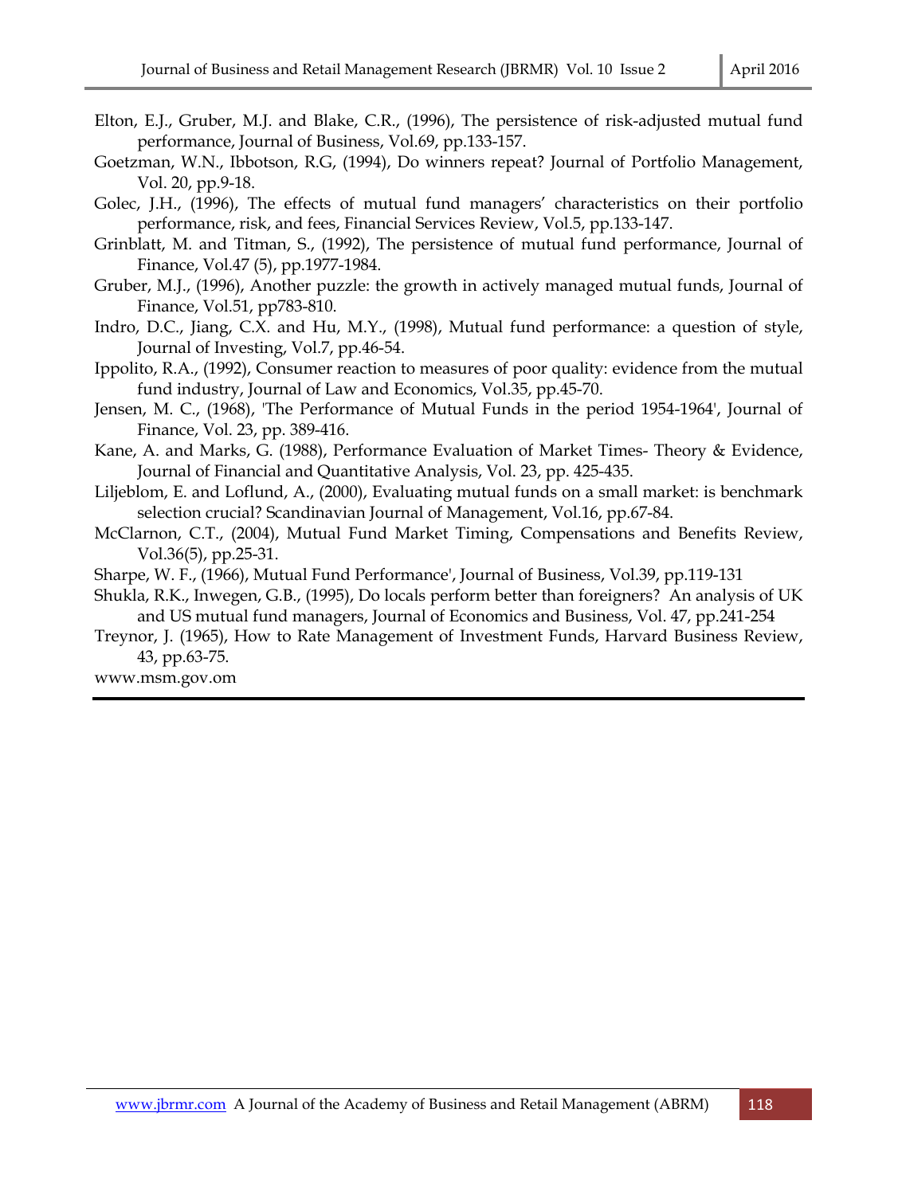Elton, E.J., Gruber, M.J. and Blake, C.R., (1996), The persistence of risk-adjusted mutual fund performance, Journal of Business, Vol.69, pp.133-157.

Goetzman, W.N., Ibbotson, R.G, (1994), Do winners repeat? Journal of Portfolio Management, Vol. 20, pp.9-18.

Golec, J.H., (1996), The effects of mutual fund managers' characteristics on their portfolio performance, risk, and fees, Financial Services Review, Vol.5, pp.133-147.

Grinblatt, M. and Titman, S., (1992), The persistence of mutual fund performance, Journal of Finance, Vol.47 (5), pp.1977-1984.

Gruber, M.J., (1996), Another puzzle: the growth in actively managed mutual funds, Journal of Finance, Vol.51, pp783-810.

Indro, D.C., Jiang, C.X. and Hu, M.Y., (1998), Mutual fund performance: a question of style, Journal of Investing, Vol.7, pp.46-54.

Ippolito, R.A., (1992), Consumer reaction to measures of poor quality: evidence from the mutual fund industry, Journal of Law and Economics, Vol.35, pp.45-70.

Jensen, M. C., (1968), 'The Performance of Mutual Funds in the period 1954-1964', Journal of Finance, Vol. 23, pp. 389-416.

Kane, A. and Marks, G. (1988), Performance Evaluation of Market Times- Theory & Evidence, Journal of Financial and Quantitative Analysis, Vol. 23, pp. 425-435.

Liljeblom, E. and Loflund, A., (2000), Evaluating mutual funds on a small market: is benchmark selection crucial? Scandinavian Journal of Management, Vol.16, pp.67-84.

McClarnon, C.T., (2004), Mutual Fund Market Timing, Compensations and Benefits Review, Vol.36(5), pp.25-31.

Sharpe, W. F., (1966), Mutual Fund Performance', Journal of Business, Vol.39, pp.119-131

Shukla, R.K., Inwegen, G.B., (1995), Do locals perform better than foreigners? An analysis of UK and US mutual fund managers, Journal of Economics and Business, Vol. 47, pp.241-254

Treynor, J. (1965), How to Rate Management of Investment Funds, Harvard Business Review, 43, pp.63-75.

www.msm.gov.om